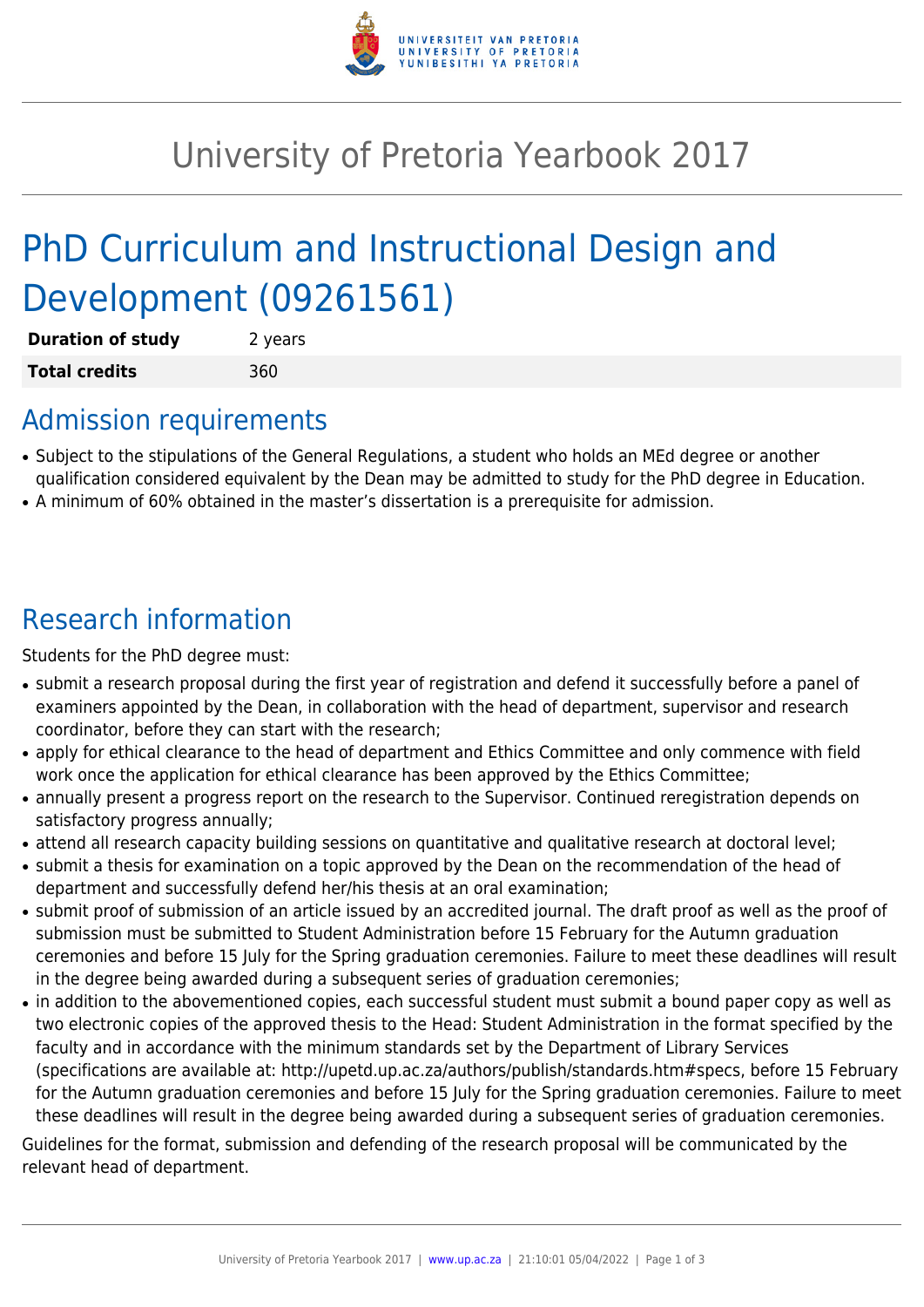# University of Pretoria Yearbook 2017

# PhD Curriculum and Instructional Design and Development (09261561)

| **Duration of study** | 2 years |
| --- | --- |
| **Total credits** | 360 |

## Admission requirements

- Subject to the stipulations of the General Regulations, a student who holds an MEd degree or another qualification considered equivalent by the Dean may be admitted to study for the PhD degree in Education.
- A minimum of 60% obtained in the master's dissertation is a prerequisite for admission.

## Research information

Students for the PhD degree must:

- submit a research proposal during the first year of registration and defend it successfully before a panel of examiners appointed by the Dean, in collaboration with the head of department, supervisor and research coordinator, before they can start with the research;
- apply for ethical clearance to the head of department and Ethics Committee and only commence with field work once the application for ethical clearance has been approved by the Ethics Committee;
- annually present a progress report on the research to the Supervisor. Continued reregistration depends on satisfactory progress annually;
- attend all research capacity building sessions on quantitative and qualitative research at doctoral level;
- submit a thesis for examination on a topic approved by the Dean on the recommendation of the head of department and successfully defend her/his thesis at an oral examination;
- submit proof of submission of an article issued by an accredited journal. The draft proof as well as the proof of submission must be submitted to Student Administration before 15 February for the Autumn graduation ceremonies and before 15 July for the Spring graduation ceremonies. Failure to meet these deadlines will result in the degree being awarded during a subsequent series of graduation ceremonies;
- in addition to the abovementioned copies, each successful student must submit a bound paper copy as well as two electronic copies of the approved thesis to the Head: Student Administration in the format specified by the faculty and in accordance with the minimum standards set by the Department of Library Services (specifications are available at: http://upetd.up.ac.za/authors/publish/standards.htm#specs, before 15 February for the Autumn graduation ceremonies and before 15 July for the Spring graduation ceremonies. Failure to meet these deadlines will result in the degree being awarded during a subsequent series of graduation ceremonies.

Guidelines for the format, submission and defending of the research proposal will be communicated by the relevant head of department.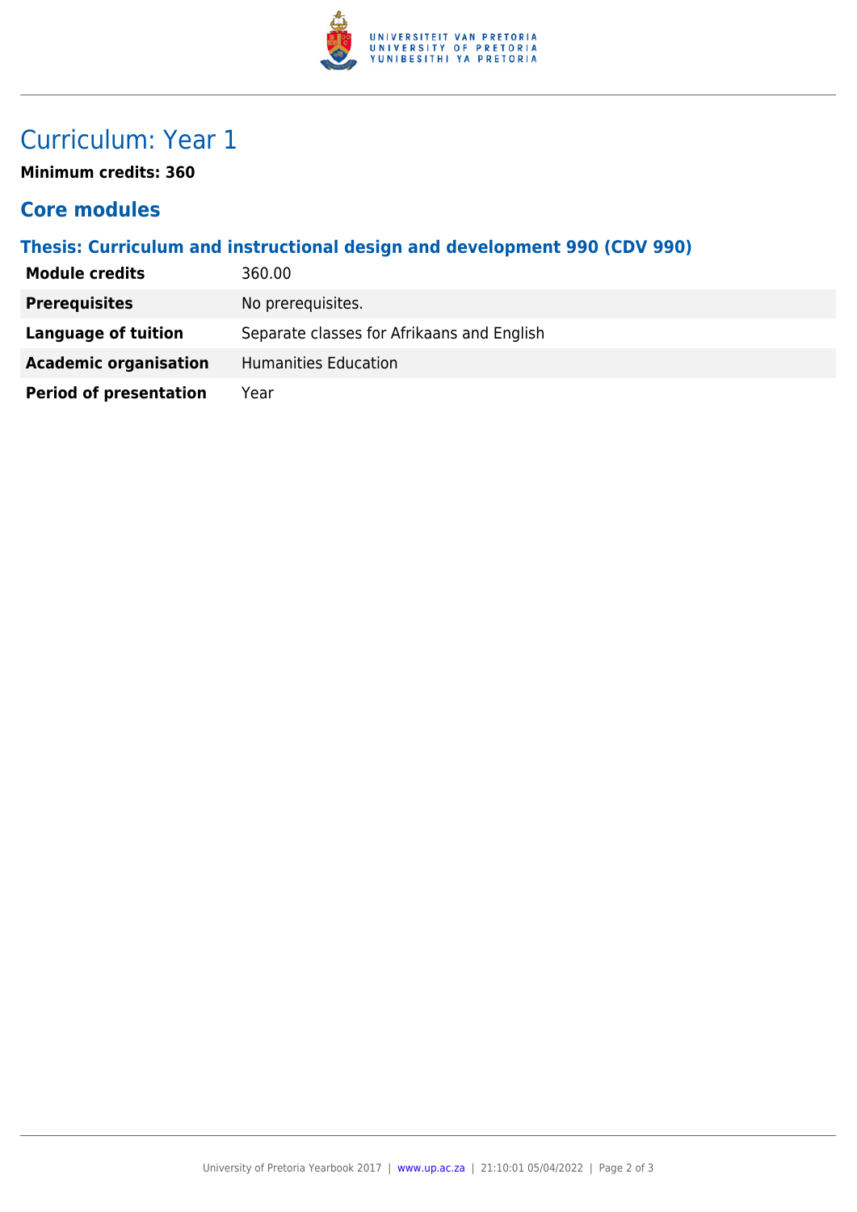# Curriculum: Year 1

**Minimum credits: 360**

## Core modules

### Thesis: Curriculum and instructional design and development 990 (CDV 990)

| | |
|---|---|
| **Module credits** | 360.00 |
| **Prerequisites** | No prerequisites. |
| **Language of tuition** | Separate classes for Afrikaans and English |
| **Academic organisation** | Humanities Education |
| **Period of presentation** | Year |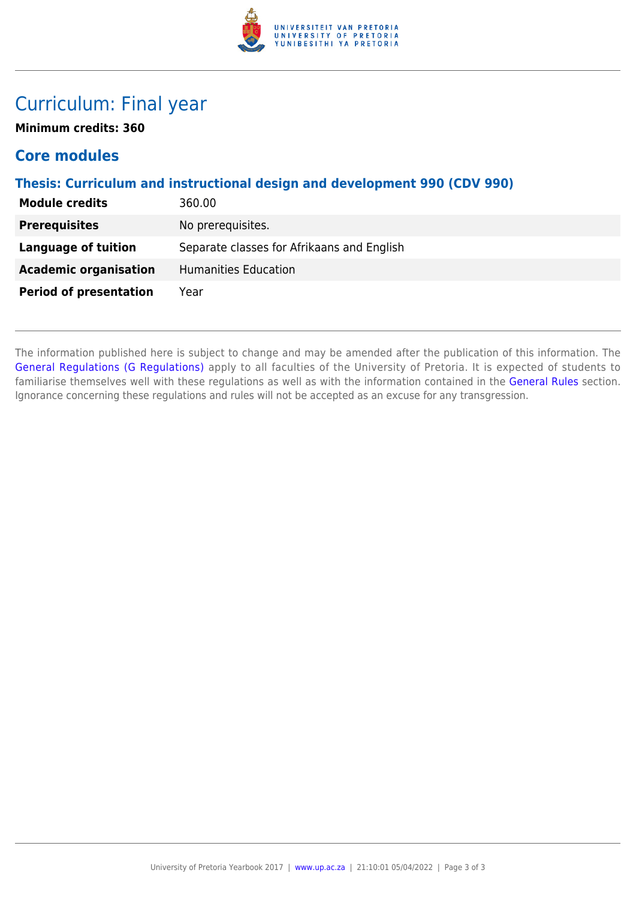# Curriculum: Final year

**Minimum credits: 360**

## Core modules

### Thesis: Curriculum and instructional design and development 990 (CDV 990)

| | |
|---|---|
| **Module credits** | 360.00 |
| **Prerequisites** | No prerequisites. |
| **Language of tuition** | Separate classes for Afrikaans and English |
| **Academic organisation** | Humanities Education |
| **Period of presentation** | Year |

The information published here is subject to change and may be amended after the publication of this information. The General Regulations (G Regulations) apply to all faculties of the University of Pretoria. It is expected of students to familiarise themselves well with these regulations as well as with the information contained in the General Rules section. Ignorance concerning these regulations and rules will not be accepted as an excuse for any transgression.